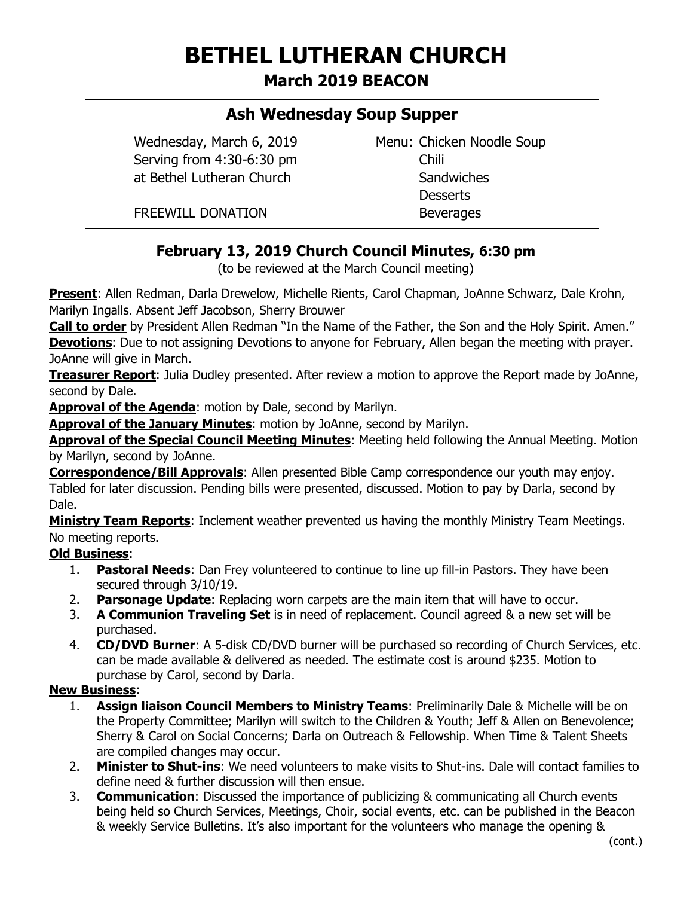# BETHEL LUTHERAN CHURCH

## March 2019 BEACON

### Ash Wednesday Soup Supper

Wednesday, March 6, 2019
Serving from 4:30-6:30 pm
at Bethel Lutheran Church

FREEWILL DONATION

Menu: Chicken Noodle Soup
Chili
Sandwiches
Desserts
Beverages

### February 13, 2019 Church Council Minutes, 6:30 pm

(to be reviewed at the March Council meeting)

**Present**: Allen Redman, Darla Drewelow, Michelle Rients, Carol Chapman, JoAnne Schwarz, Dale Krohn, Marilyn Ingalls. Absent Jeff Jacobson, Sherry Brouwer

**Call to order** by President Allen Redman "In the Name of the Father, the Son and the Holy Spirit. Amen."

**Devotions**: Due to not assigning Devotions to anyone for February, Allen began the meeting with prayer. JoAnne will give in March.

**Treasurer Report**: Julia Dudley presented. After review a motion to approve the Report made by JoAnne, second by Dale.

**Approval of the Agenda**: motion by Dale, second by Marilyn.

**Approval of the January Minutes**: motion by JoAnne, second by Marilyn.

**Approval of the Special Council Meeting Minutes**: Meeting held following the Annual Meeting. Motion by Marilyn, second by JoAnne.

**Correspondence/Bill Approvals**: Allen presented Bible Camp correspondence our youth may enjoy. Tabled for later discussion. Pending bills were presented, discussed. Motion to pay by Darla, second by Dale.

**Ministry Team Reports**: Inclement weather prevented us having the monthly Ministry Team Meetings. No meeting reports.

**Old Business**:

1. **Pastoral Needs**: Dan Frey volunteered to continue to line up fill-in Pastors. They have been secured through 3/10/19.
2. **Parsonage Update**: Replacing worn carpets are the main item that will have to occur.
3. **A Communion Traveling Set** is in need of replacement. Council agreed & a new set will be purchased.
4. **CD/DVD Burner**: A 5-disk CD/DVD burner will be purchased so recording of Church Services, etc. can be made available & delivered as needed. The estimate cost is around $235. Motion to purchase by Carol, second by Darla.

**New Business**:

1. **Assign liaison Council Members to Ministry Teams**: Preliminarily Dale & Michelle will be on the Property Committee; Marilyn will switch to the Children & Youth; Jeff & Allen on Benevolence; Sherry & Carol on Social Concerns; Darla on Outreach & Fellowship. When Time & Talent Sheets are compiled changes may occur.
2. **Minister to Shut-ins**: We need volunteers to make visits to Shut-ins. Dale will contact families to define need & further discussion will then ensue.
3. **Communication**: Discussed the importance of publicizing & communicating all Church events being held so Church Services, Meetings, Choir, social events, etc. can be published in the Beacon & weekly Service Bulletins. It's also important for the volunteers who manage the opening &

(cont.)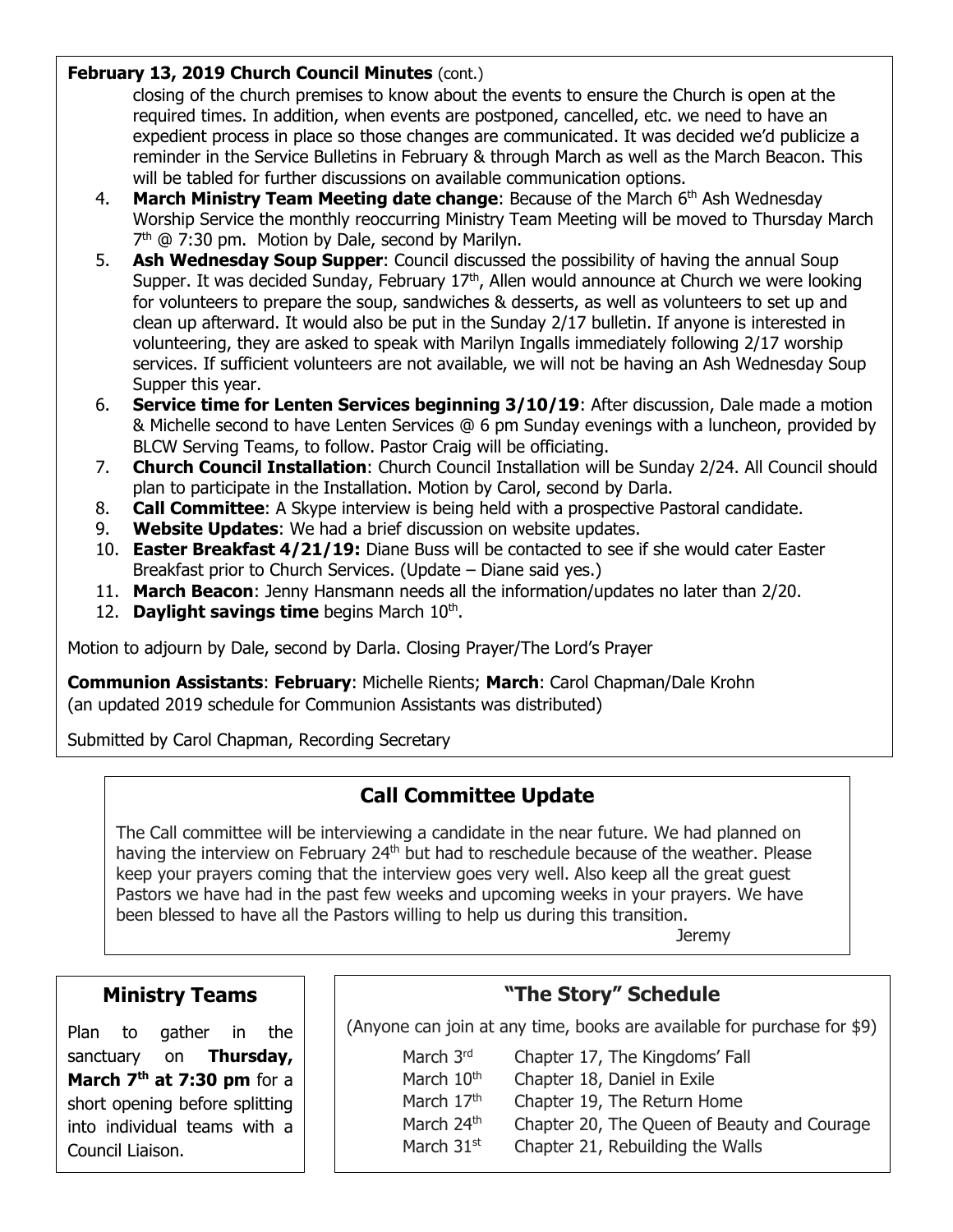**February 13, 2019 Church Council Minutes** (cont.)

closing of the church premises to know about the events to ensure the Church is open at the required times. In addition, when events are postponed, cancelled, etc. we need to have an expedient process in place so those changes are communicated. It was decided we'd publicize a reminder in the Service Bulletins in February & through March as well as the March Beacon. This will be tabled for further discussions on available communication options.

4. **March Ministry Team Meeting date change**: Because of the March 6th Ash Wednesday Worship Service the monthly reoccurring Ministry Team Meeting will be moved to Thursday March 7th @ 7:30 pm. Motion by Dale, second by Marilyn.
5. **Ash Wednesday Soup Supper**: Council discussed the possibility of having the annual Soup Supper. It was decided Sunday, February 17th, Allen would announce at Church we were looking for volunteers to prepare the soup, sandwiches & desserts, as well as volunteers to set up and clean up afterward. It would also be put in the Sunday 2/17 bulletin. If anyone is interested in volunteering, they are asked to speak with Marilyn Ingalls immediately following 2/17 worship services. If sufficient volunteers are not available, we will not be having an Ash Wednesday Soup Supper this year.
6. **Service time for Lenten Services beginning 3/10/19**: After discussion, Dale made a motion & Michelle second to have Lenten Services @ 6 pm Sunday evenings with a luncheon, provided by BLCW Serving Teams, to follow. Pastor Craig will be officiating.
7. **Church Council Installation**: Church Council Installation will be Sunday 2/24. All Council should plan to participate in the Installation. Motion by Carol, second by Darla.
8. **Call Committee**: A Skype interview is being held with a prospective Pastoral candidate.
9. **Website Updates**: We had a brief discussion on website updates.
10. **Easter Breakfast 4/21/19:** Diane Buss will be contacted to see if she would cater Easter Breakfast prior to Church Services. (Update – Diane said yes.)
11. **March Beacon**: Jenny Hansmann needs all the information/updates no later than 2/20.
12. **Daylight savings time** begins March 10th.

Motion to adjourn by Dale, second by Darla. Closing Prayer/The Lord's Prayer

**Communion Assistants**: **February**: Michelle Rients; **March**: Carol Chapman/Dale Krohn (an updated 2019 schedule for Communion Assistants was distributed)

Submitted by Carol Chapman, Recording Secretary

## Call Committee Update

The Call committee will be interviewing a candidate in the near future. We had planned on having the interview on February 24th but had to reschedule because of the weather. Please keep your prayers coming that the interview goes very well. Also keep all the great guest Pastors we have had in the past few weeks and upcoming weeks in your prayers. We have been blessed to have all the Pastors willing to help us during this transition.

Jeremy

## Ministry Teams

Plan to gather in the sanctuary on **Thursday, March 7th at 7:30 pm** for a short opening before splitting into individual teams with a Council Liaison.

## "The Story" Schedule

(Anyone can join at any time, books are available for purchase for $9)

| | |
|---|---|
| March 3rd | Chapter 17, The Kingdoms' Fall |
| March 10th | Chapter 18, Daniel in Exile |
| March 17th | Chapter 19, The Return Home |
| March 24th | Chapter 20, The Queen of Beauty and Courage |
| March 31st | Chapter 21, Rebuilding the Walls |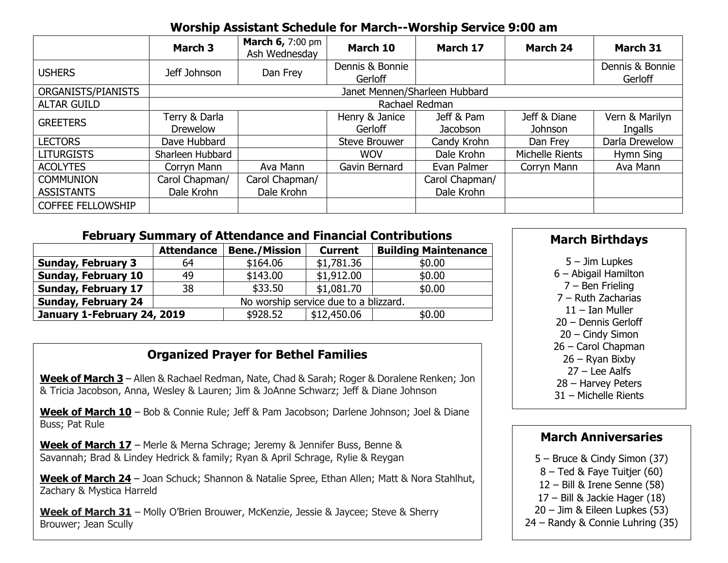## Worship Assistant Schedule for March--Worship Service 9:00 am

| | March 3 | March 6, 7:00 pm Ash Wednesday | March 10 | March 17 | March 24 | March 31 |
|---|---|---|---|---|---|---|
| USHERS | Jeff Johnson | Dan Frey | Dennis & Bonnie Gerloff | | | Dennis & Bonnie Gerloff |
| ORGANISTS/PIANISTS | Janet Mennen/Sharleen Hubbard | | | | | |
| ALTAR GUILD | Rachael Redman | | | | | |
| GREETERS | Terry & Darla Drewelow | | Henry & Janice Gerloff | Jeff & Pam Jacobson | Jeff & Diane Johnson | Vern & Marilyn Ingalls |
| LECTORS | Dave Hubbard | | Steve Brouwer | Candy Krohn | Dan Frey | Darla Drewelow |
| LITURGISTS | Sharleen Hubbard | | WOV | Dale Krohn | Michelle Rients | Hymn Sing |
| ACOLYTES | Corryn Mann | Ava Mann | Gavin Bernard | Evan Palmer | Corryn Mann | Ava Mann |
| COMMUNION ASSISTANTS | Carol Chapman/ Dale Krohn | Carol Chapman/ Dale Krohn | | Carol Chapman/ Dale Krohn | | |
| COFFEE FELLOWSHIP | | | | | | |

## February Summary of Attendance and Financial Contributions

| | Attendance | Bene./Mission | Current | Building Maintenance |
|---|---|---|---|---|
| **Sunday, February 3** | 64 | $164.06 | $1,781.36 | $0.00 |
| **Sunday, February 10** | 49 | $143.00 | $1,912.00 | $0.00 |
| **Sunday, February 17** | 38 | $33.50 | $1,081.70 | $0.00 |
| **Sunday, February 24** | No worship service due to a blizzard. | | | |
| **January 1-February 24, 2019** | | $928.52 | $12,450.06 | $0.00 |

## Organized Prayer for Bethel Families

**Week of March 3** – Allen & Rachael Redman, Nate, Chad & Sarah; Roger & Doralene Renken; Jon & Tricia Jacobson, Anna, Wesley & Lauren; Jim & JoAnne Schwarz; Jeff & Diane Johnson

**Week of March 10** – Bob & Connie Rule; Jeff & Pam Jacobson; Darlene Johnson; Joel & Diane Buss; Pat Rule

**Week of March 17** – Merle & Merna Schrage; Jeremy & Jennifer Buss, Benne & Savannah; Brad & Lindey Hedrick & family; Ryan & April Schrage, Rylie & Reygan

**Week of March 24** – Joan Schuck; Shannon & Natalie Spree, Ethan Allen; Matt & Nora Stahlhut, Zachary & Mystica Harreld

**Week of March 31** – Molly O'Brien Brouwer, McKenzie, Jessie & Jaycee; Steve & Sherry Brouwer; Jean Scully

## March Birthdays

5 – Jim Lupkes
6 – Abigail Hamilton
7 – Ben Frieling
7 – Ruth Zacharias
11 – Ian Muller
20 – Dennis Gerloff
20 – Cindy Simon
26 – Carol Chapman
26 – Ryan Bixby
27 – Lee Aalfs
28 – Harvey Peters
31 – Michelle Rients

## March Anniversaries

5 – Bruce & Cindy Simon (37)
8 – Ted & Faye Tuitjer (60)
12 – Bill & Irene Senne (58)
17 – Bill & Jackie Hager (18)
20 – Jim & Eileen Lupkes (53)
24 – Randy & Connie Luhring (35)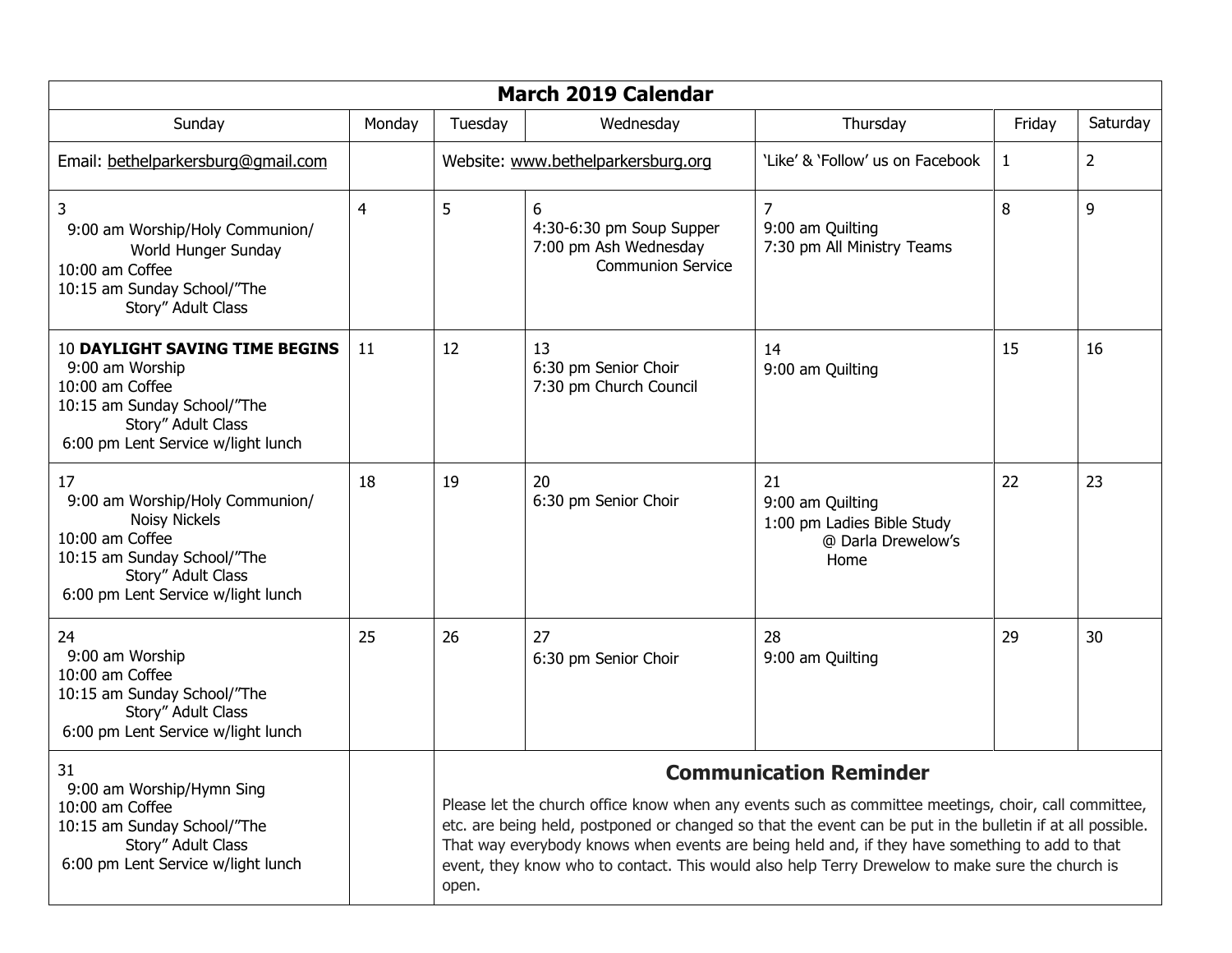| March 2019 Calendar | | | | | | |
|---|---|---|---|---|---|---|
| Sunday | Monday | Tuesday | Wednesday | Thursday | Friday | Saturday |
| Email: bethelparkersburg@gmail.com | | Website: www.bethelparkersburg.org | | 'Like' & 'Follow' us on Facebook | 1 | 2 |
| 3<br>9:00 am Worship/Holy Communion/ World Hunger Sunday<br>10:00 am Coffee<br>10:15 am Sunday School/"The Story" Adult Class | 4 | 5 | 6<br>4:30-6:30 pm Soup Supper<br>7:00 pm Ash Wednesday Communion Service | 7<br>9:00 am Quilting<br>7:30 pm All Ministry Teams | 8 | 9 |
| 10 **DAYLIGHT SAVING TIME BEGINS**<br>9:00 am Worship<br>10:00 am Coffee<br>10:15 am Sunday School/"The Story" Adult Class<br>6:00 pm Lent Service w/light lunch | 11 | 12 | 13<br>6:30 pm Senior Choir<br>7:30 pm Church Council | 14<br>9:00 am Quilting | 15 | 16 |
| 17<br>9:00 am Worship/Holy Communion/ Noisy Nickels<br>10:00 am Coffee<br>10:15 am Sunday School/"The Story" Adult Class<br>6:00 pm Lent Service w/light lunch | 18 | 19 | 20<br>6:30 pm Senior Choir | 21<br>9:00 am Quilting<br>1:00 pm Ladies Bible Study @ Darla Drewelow's Home | 22 | 23 |
| 24<br>9:00 am Worship<br>10:00 am Coffee<br>10:15 am Sunday School/"The Story" Adult Class<br>6:00 pm Lent Service w/light lunch | 25 | 26 | 27<br>6:30 pm Senior Choir | 28<br>9:00 am Quilting | 29 | 30 |
| 31<br>9:00 am Worship/Hymn Sing<br>10:00 am Coffee<br>10:15 am Sunday School/"The Story" Adult Class<br>6:00 pm Lent Service w/light lunch | | **Communication Reminder**<br>Please let the church office know when any events such as committee meetings, choir, call committee, etc. are being held, postponed or changed so that the event can be put in the bulletin if at all possible. That way everybody knows when events are being held and, if they have something to add to that event, they know who to contact. This would also help Terry Drewelow to make sure the church is open. | | | | |